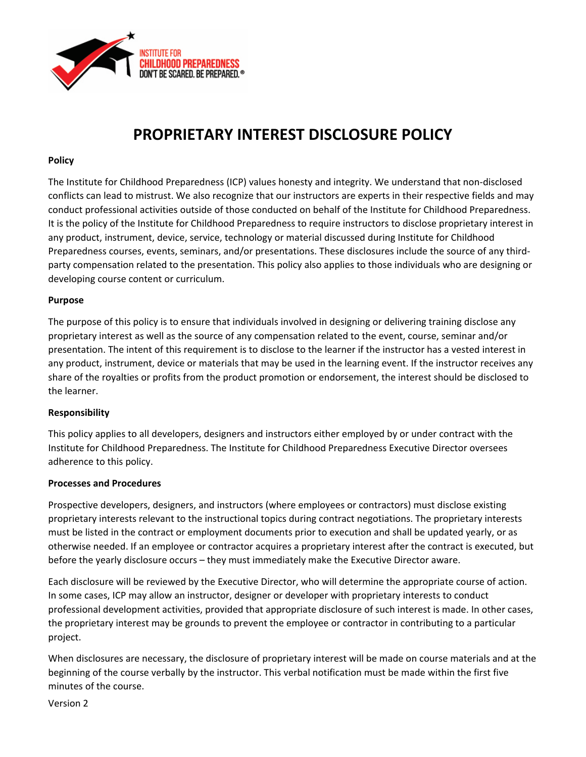# PROPRIETARY INTEREST DISCLOSURE POLICY

**Policy**

The Institute for Childhood Preparedness (ICP) values honesty and integrity. We understand that non-disclosed conflicts can lead to mistrust. We also recognize that our instructors are experts in their respective fields and may conduct professional activities outside of those conducted on behalf of the Institute for Childhood Preparedness. It is the policy of the Institute for Childhood Preparedness to require instructors to disclose proprietary interest in any product, instrument, device, service, technology or material discussed during Institute for Childhood Preparedness courses, events, seminars, and/or presentations. These disclosures include the source of any third-party compensation related to the presentation. This policy also applies to those individuals who are designing or developing course content or curriculum.

**Purpose**

The purpose of this policy is to ensure that individuals involved in designing or delivering training disclose any proprietary interest as well as the source of any compensation related to the event, course, seminar and/or presentation. The intent of this requirement is to disclose to the learner if the instructor has a vested interest in any product, instrument, device or materials that may be used in the learning event. If the instructor receives any share of the royalties or profits from the product promotion or endorsement, the interest should be disclosed to the learner.

**Responsibility**

This policy applies to all developers, designers and instructors either employed by or under contract with the Institute for Childhood Preparedness. The Institute for Childhood Preparedness Executive Director oversees adherence to this policy.

**Processes and Procedures**

Prospective developers, designers, and instructors (where employees or contractors) must disclose existing proprietary interests relevant to the instructional topics during contract negotiations. The proprietary interests must be listed in the contract or employment documents prior to execution and shall be updated yearly, or as otherwise needed. If an employee or contractor acquires a proprietary interest after the contract is executed, but before the yearly disclosure occurs – they must immediately make the Executive Director aware.

Each disclosure will be reviewed by the Executive Director, who will determine the appropriate course of action. In some cases, ICP may allow an instructor, designer or developer with proprietary interests to conduct professional development activities, provided that appropriate disclosure of such interest is made. In other cases, the proprietary interest may be grounds to prevent the employee or contractor in contributing to a particular project.

When disclosures are necessary, the disclosure of proprietary interest will be made on course materials and at the beginning of the course verbally by the instructor. This verbal notification must be made within the first five minutes of the course.

Version 2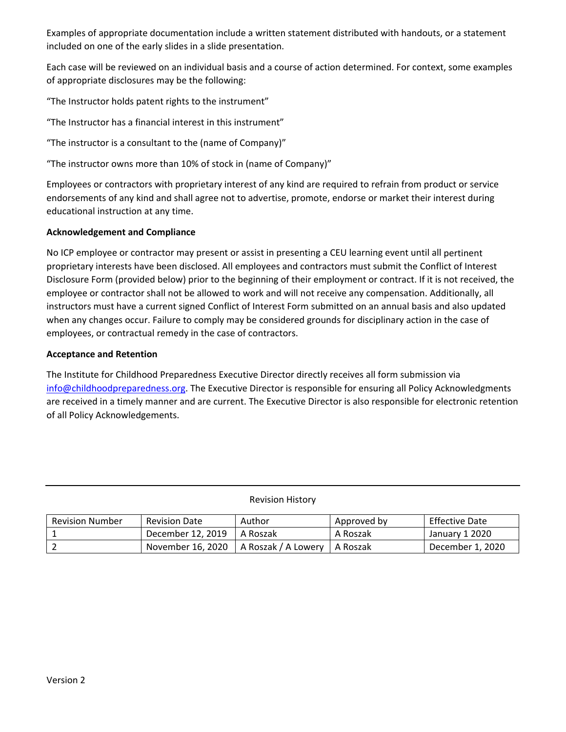Examples of appropriate documentation include a written statement distributed with handouts, or a statement included on one of the early slides in a slide presentation.

Each case will be reviewed on an individual basis and a course of action determined. For context, some examples of appropriate disclosures may be the following:

“The Instructor holds patent rights to the instrument”

“The Instructor has a financial interest in this instrument”

“The instructor is a consultant to the (name of Company)”

“The instructor owns more than 10% of stock in (name of Company)”

Employees or contractors with proprietary interest of any kind are required to refrain from product or service endorsements of any kind and shall agree not to advertise, promote, endorse or market their interest during educational instruction at any time.

**Acknowledgement and Compliance**

No ICP employee or contractor may present or assist in presenting a CEU learning event until all pertinent proprietary interests have been disclosed. All employees and contractors must submit the Conflict of Interest Disclosure Form (provided below) prior to the beginning of their employment or contract. If it is not received, the employee or contractor shall not be allowed to work and will not receive any compensation. Additionally, all instructors must have a current signed Conflict of Interest Form submitted on an annual basis and also updated when any changes occur. Failure to comply may be considered grounds for disciplinary action in the case of employees, or contractual remedy in the case of contractors.

**Acceptance and Retention**

The Institute for Childhood Preparedness Executive Director directly receives all form submission via info@childhoodpreparedness.org. The Executive Director is responsible for ensuring all Policy Acknowledgments are received in a timely manner and are current. The Executive Director is also responsible for electronic retention of all Policy Acknowledgements.

Revision History

| Revision Number | Revision Date | Author | Approved by | Effective Date |
|---|---|---|---|---|
| 1 | December 12, 2019 | A Roszak | A Roszak | January 1 2020 |
| 2 | November 16, 2020 | A Roszak / A Lowery | A Roszak | December 1, 2020 |

Version 2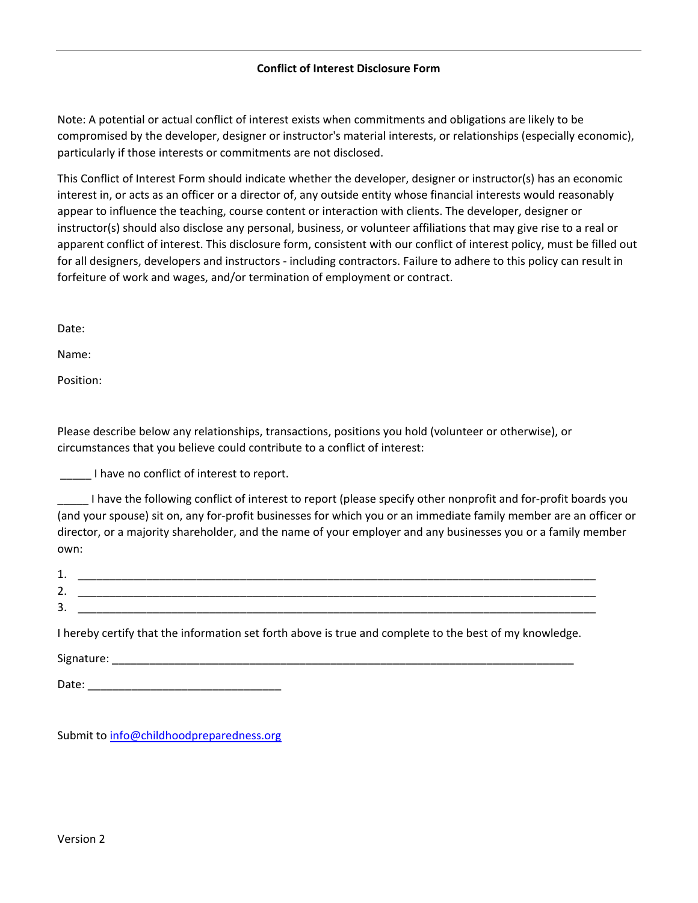**Conflict of Interest Disclosure Form**

Note: A potential or actual conflict of interest exists when commitments and obligations are likely to be compromised by the developer, designer or instructor's material interests, or relationships (especially economic), particularly if those interests or commitments are not disclosed.

This Conflict of Interest Form should indicate whether the developer, designer or instructor(s) has an economic interest in, or acts as an officer or a director of, any outside entity whose financial interests would reasonably appear to influence the teaching, course content or interaction with clients. The developer, designer or instructor(s) should also disclose any personal, business, or volunteer affiliations that may give rise to a real or apparent conflict of interest. This disclosure form, consistent with our conflict of interest policy, must be filled out for all designers, developers and instructors - including contractors. Failure to adhere to this policy can result in forfeiture of work and wages, and/or termination of employment or contract.

Date:

Name:

Position:

Please describe below any relationships, transactions, positions you hold (volunteer or otherwise), or circumstances that you believe could contribute to a conflict of interest:

_____ I have no conflict of interest to report.

_____ I have the following conflict of interest to report (please specify other nonprofit and for-profit boards you (and your spouse) sit on, any for-profit businesses for which you or an immediate family member are an officer or director, or a majority shareholder, and the name of your employer and any businesses you or a family member own:

1. ______________________________________________________________________________
2. ______________________________________________________________________________
3. ______________________________________________________________________________

I hereby certify that the information set forth above is true and complete to the best of my knowledge.

Signature: ______________________________________________________________________

Date: ______________________________

Submit to info@childhoodpreparedness.org

Version 2